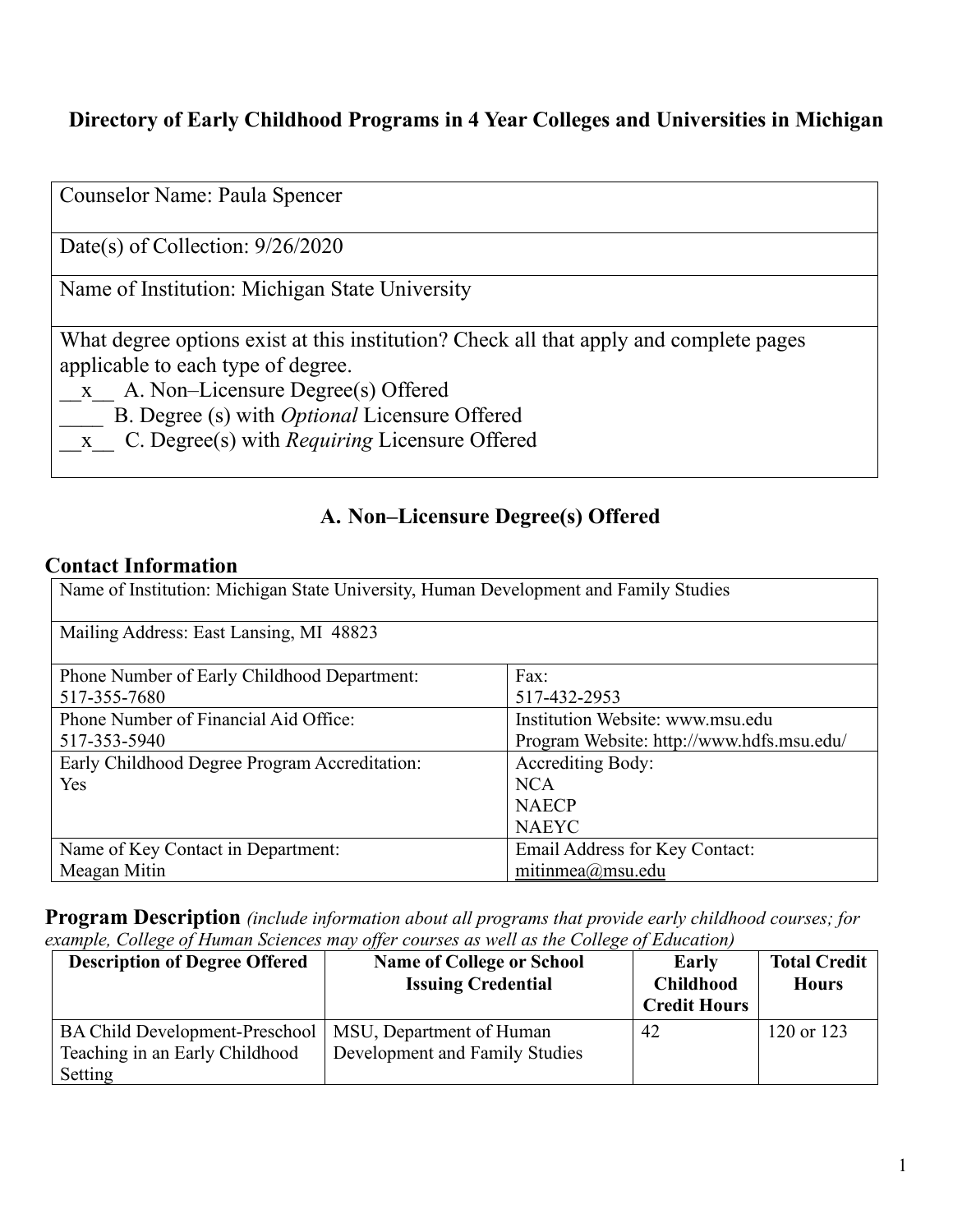# Directory of Early Childhood Programs in 4 Year Colleges and Universities in Michigan

| Counselor Name: Paula Spencer |
|---|
| Date(s) of Collection: 9/26/2020 |
| Name of Institution: Michigan State University |
| What degree options exist at this institution? Check all that apply and complete pages applicable to each type of degree.<br>__x__ A. Non–Licensure Degree(s) Offered<br>____ B. Degree (s) with *Optional* Licensure Offered<br>__x__ C. Degree(s) with *Requiring* Licensure Offered |

## A. Non–Licensure Degree(s) Offered

### Contact Information

| Name of Institution: Michigan State University, Human Development and Family Studies | |
|---|---|
| Mailing Address: East Lansing, MI 48823 | |
| Phone Number of Early Childhood Department:<br>517-355-7680 | Fax:<br>517-432-2953 |
| Phone Number of Financial Aid Office:<br>517-353-5940 | Institution Website: www.msu.edu<br>Program Website: http://www.hdfs.msu.edu/ |
| Early Childhood Degree Program Accreditation:<br>Yes | Accrediting Body:<br>NCA<br>NAECP<br>NAEYC |
| Name of Key Contact in Department:<br>Meagan Mitin | Email Address for Key Contact:<br>mitinmea@msu.edu |

### Program Description *(include information about all programs that provide early childhood courses; for example, College of Human Sciences may offer courses as well as the College of Education)*

| Description of Degree Offered | Name of College or School Issuing Credential | Early Childhood Credit Hours | Total Credit Hours |
|---|---|---|---|
| BA Child Development-Preschool Teaching in an Early Childhood Setting | MSU, Department of Human Development and Family Studies | 42 | 120 or 123 |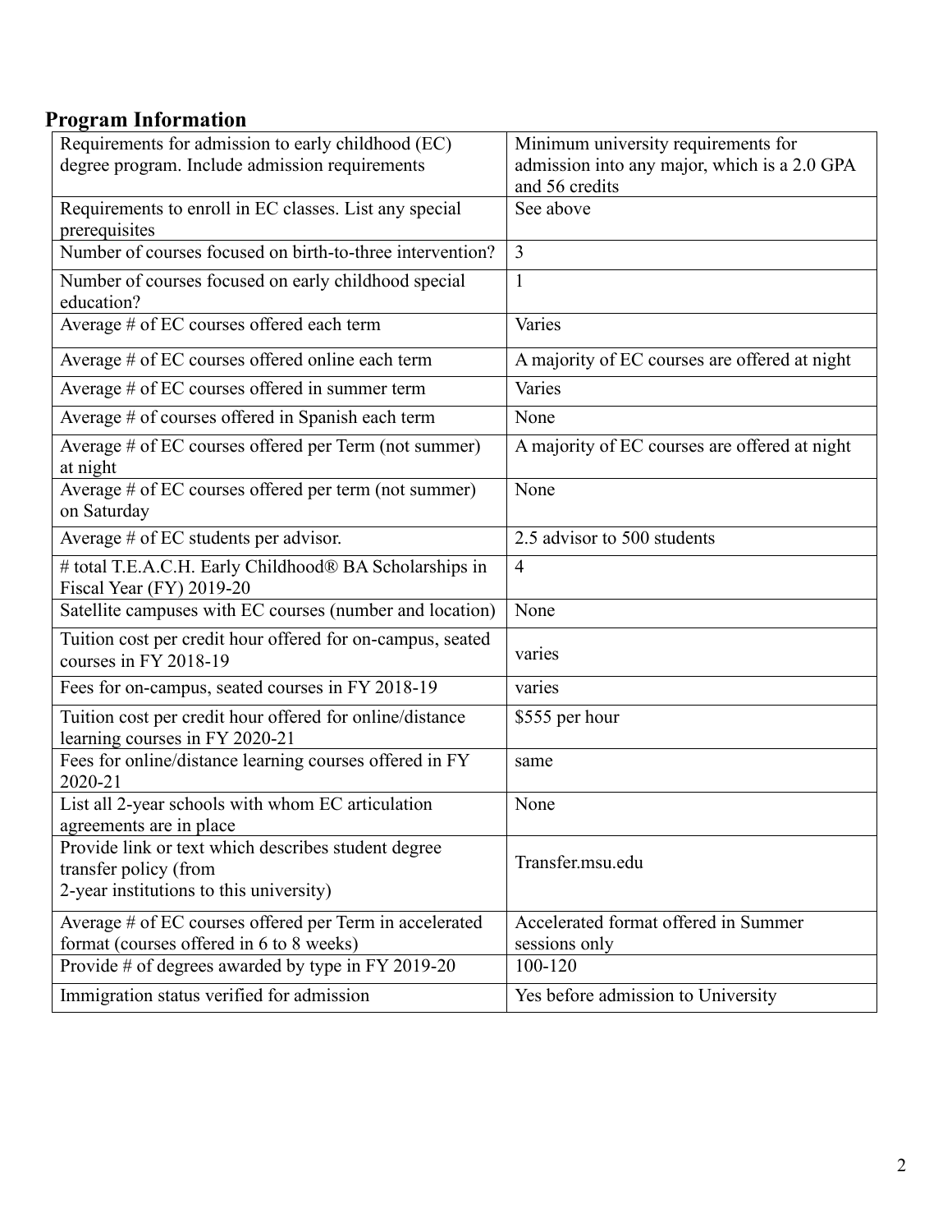## Program Information

| Requirements for admission to early childhood (EC) degree program. Include admission requirements | Minimum university requirements for admission into any major, which is a 2.0 GPA and 56 credits |
|---|---|
| Requirements to enroll in EC classes. List any special prerequisites | See above |
| Number of courses focused on birth-to-three intervention? | 3 |
| Number of courses focused on early childhood special education? | 1 |
| Average # of EC courses offered each term | Varies |
| Average # of EC courses offered online each term | A majority of EC courses are offered at night |
| Average # of EC courses offered in summer term | Varies |
| Average # of courses offered in Spanish each term | None |
| Average # of EC courses offered per Term (not summer) at night | A majority of EC courses are offered at night |
| Average # of EC courses offered per term (not summer) on Saturday | None |
| Average # of EC students per advisor. | 2.5 advisor to 500 students |
| # total T.E.A.C.H. Early Childhood® BA Scholarships in Fiscal Year (FY) 2019-20 | 4 |
| Satellite campuses with EC courses (number and location) | None |
| Tuition cost per credit hour offered for on-campus, seated courses in FY 2018-19 | varies |
| Fees for on-campus, seated courses in FY 2018-19 | varies |
| Tuition cost per credit hour offered for online/distance learning courses in FY 2020-21 | $555 per hour |
| Fees for online/distance learning courses offered in FY 2020-21 | same |
| List all 2-year schools with whom EC articulation agreements are in place | None |
| Provide link or text which describes student degree transfer policy (from 2-year institutions to this university) | Transfer.msu.edu |
| Average # of EC courses offered per Term in accelerated format (courses offered in 6 to 8 weeks) | Accelerated format offered in Summer sessions only |
| Provide # of degrees awarded by type in FY 2019-20 | 100-120 |
| Immigration status verified for admission | Yes before admission to University |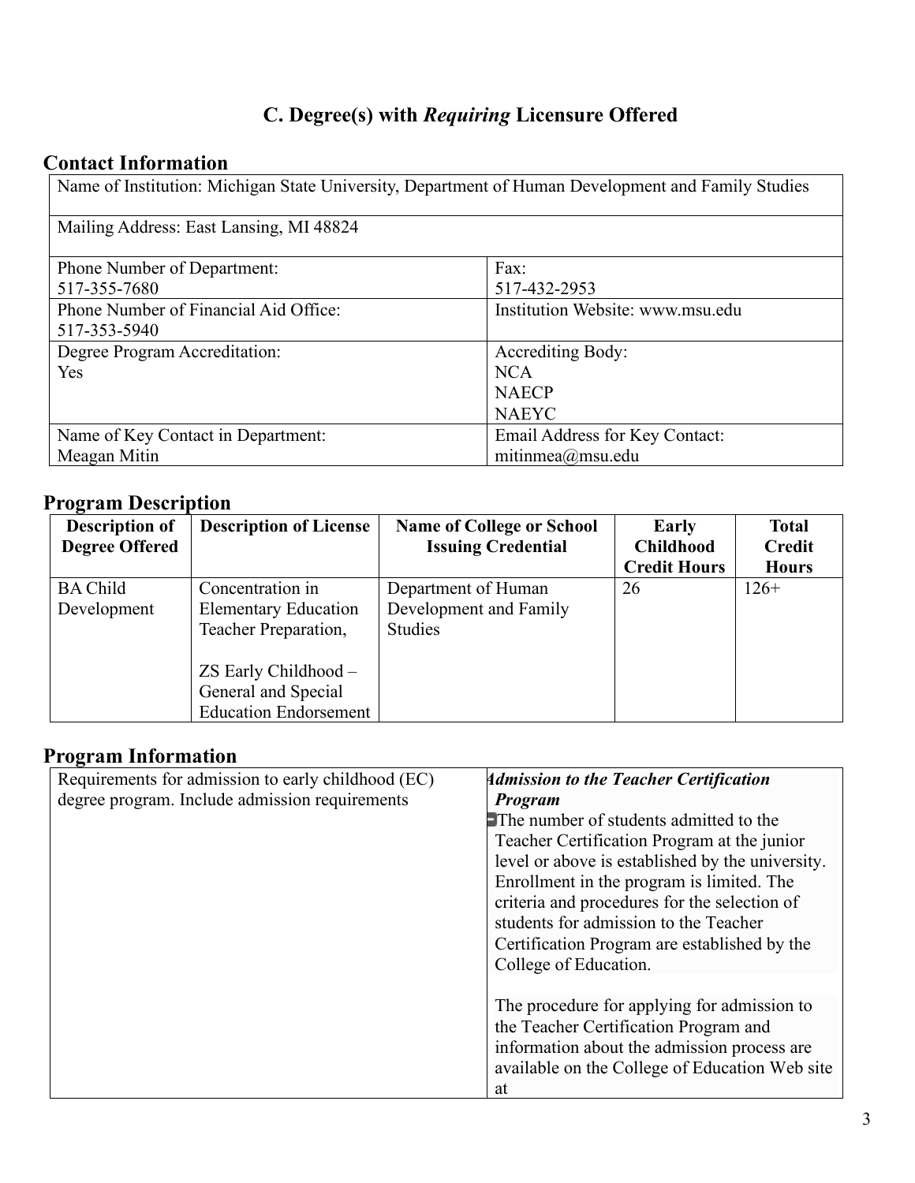## C. Degree(s) with *Requiring* Licensure Offered

### Contact Information

| Name of Institution: Michigan State University, Department of Human Development and Family Studies | |
|---|---|
| Mailing Address: East Lansing, MI 48824 | |
| Phone Number of Department: 517-355-7680 | Fax: 517-432-2953 |
| Phone Number of Financial Aid Office: 517-353-5940 | Institution Website: www.msu.edu |
| Degree Program Accreditation: Yes | Accrediting Body: NCA NAECP NAEYC |
| Name of Key Contact in Department: Meagan Mitin | Email Address for Key Contact: mitinmea@msu.edu |

### Program Description

| Description of Degree Offered | Description of License | Name of College or School Issuing Credential | Early Childhood Credit Hours | Total Credit Hours |
|---|---|---|---|---|
| BA Child Development | Concentration in Elementary Education Teacher Preparation,<br><br>ZS Early Childhood – General and Special Education Endorsement | Department of Human Development and Family Studies | 26 | 126+ |

### Program Information

| Requirements for admission to early childhood (EC) degree program. Include admission requirements | ***Admission to the Teacher Certification Program***<br>The number of students admitted to the Teacher Certification Program at the junior level or above is established by the university. Enrollment in the program is limited. The criteria and procedures for the selection of students for admission to the Teacher Certification Program are established by the College of Education.<br><br>The procedure for applying for admission to the Teacher Certification Program and information about the admission process are available on the College of Education Web site at |
|---|---|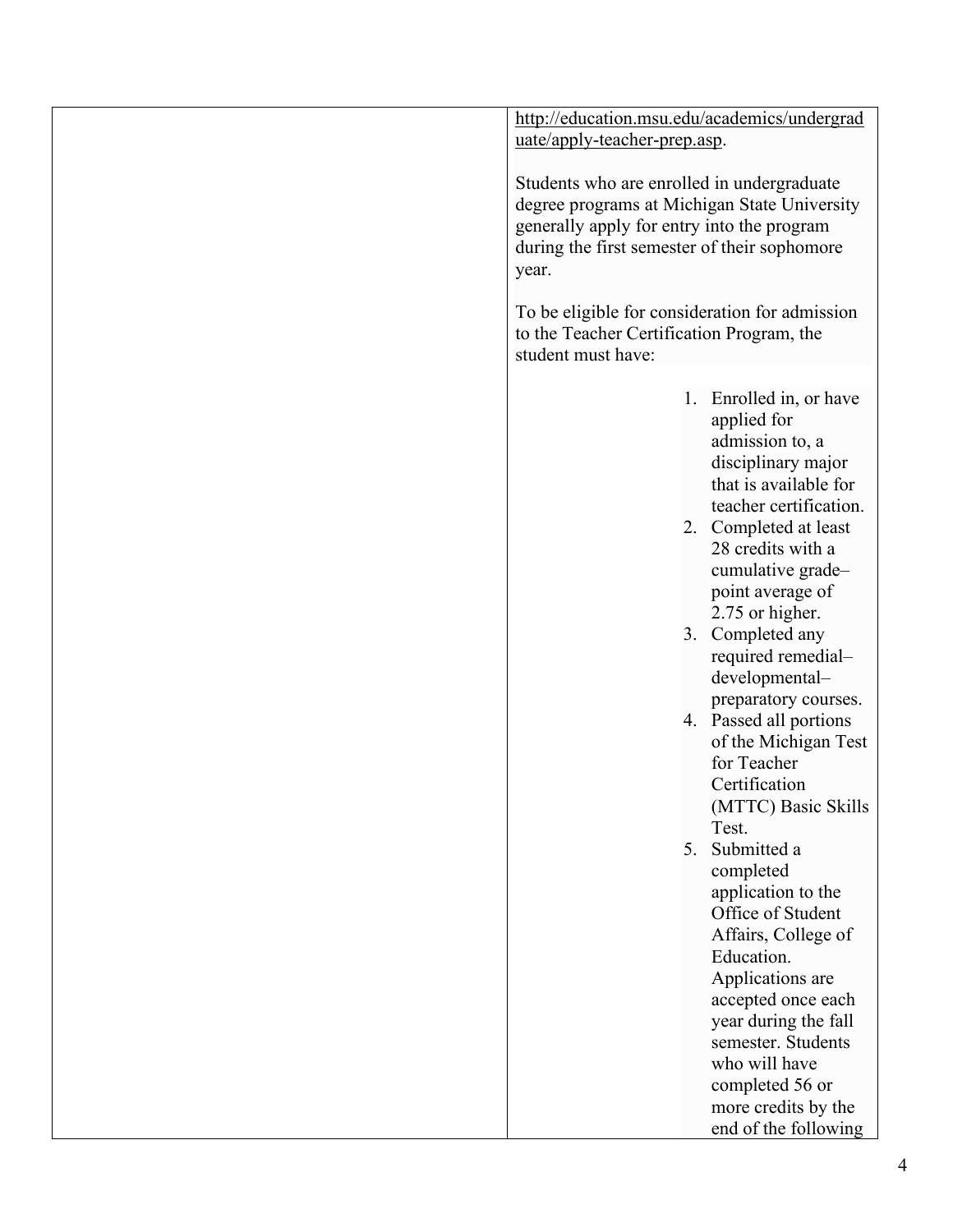| | |
|---|---|
| | http://education.msu.edu/academics/undergraduate/apply-teacher-prep.asp.<br><br>Students who are enrolled in undergraduate degree programs at Michigan State University generally apply for entry into the program during the first semester of their sophomore year.<br><br>To be eligible for consideration for admission to the Teacher Certification Program, the student must have:<br><br>1. Enrolled in, or have applied for admission to, a disciplinary major that is available for teacher certification.<br>2. Completed at least 28 credits with a cumulative grade–point average of 2.75 or higher.<br>3. Completed any required remedial–developmental–preparatory courses.<br>4. Passed all portions of the Michigan Test for Teacher Certification (MTTC) Basic Skills Test.<br>5. Submitted a completed application to the Office of Student Affairs, College of Education. Applications are accepted once each year during the fall semester. Students who will have completed 56 or more credits by the end of the following |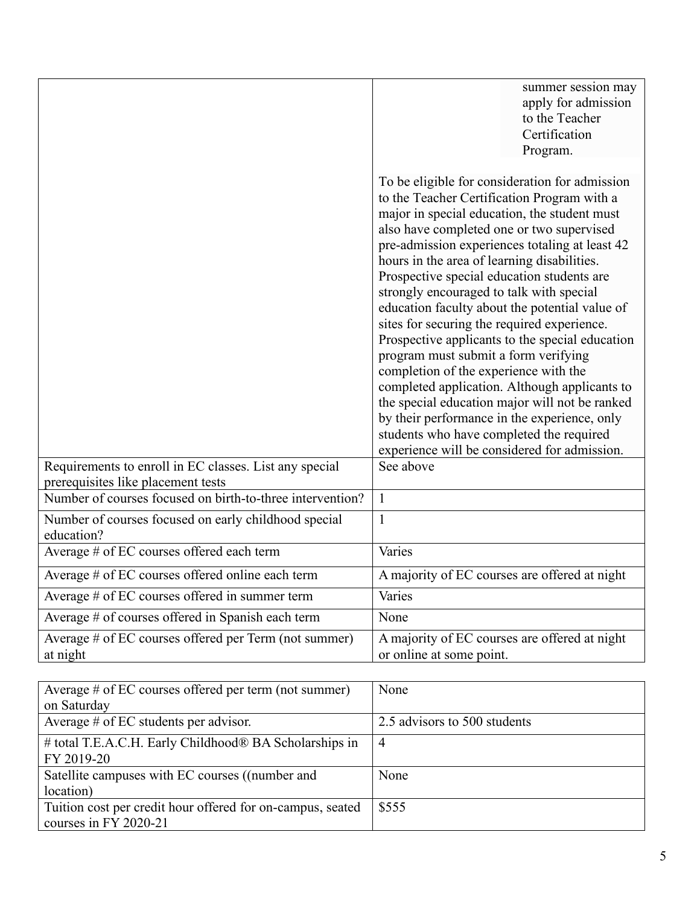| | |
|---|---|
| | summer session may apply for admission to the Teacher Certification Program.<br><br>To be eligible for consideration for admission to the Teacher Certification Program with a major in special education, the student must also have completed one or two supervised pre-admission experiences totaling at least 42 hours in the area of learning disabilities. Prospective special education students are strongly encouraged to talk with special education faculty about the potential value of sites for securing the required experience. Prospective applicants to the special education program must submit a form verifying completion of the experience with the completed application. Although applicants to the special education major will not be ranked by their performance in the experience, only students who have completed the required experience will be considered for admission. |
| Requirements to enroll in EC classes. List any special prerequisites like placement tests | See above |
| Number of courses focused on birth-to-three intervention? | 1 |
| Number of courses focused on early childhood special education? | 1 |
| Average # of EC courses offered each term | Varies |
| Average # of EC courses offered online each term | A majority of EC courses are offered at night |
| Average # of EC courses offered in summer term | Varies |
| Average # of courses offered in Spanish each term | None |
| Average # of EC courses offered per Term (not summer) at night | A majority of EC courses are offered at night or online at some point. |

| | |
|---|---|
| Average # of EC courses offered per term (not summer) on Saturday | None |
| Average # of EC students per advisor. | 2.5 advisors to 500 students |
| # total T.E.A.C.H. Early Childhood® BA Scholarships in FY 2019-20 | 4 |
| Satellite campuses with EC courses ((number and location) | None |
| Tuition cost per credit hour offered for on-campus, seated courses in FY 2020-21 | $555 |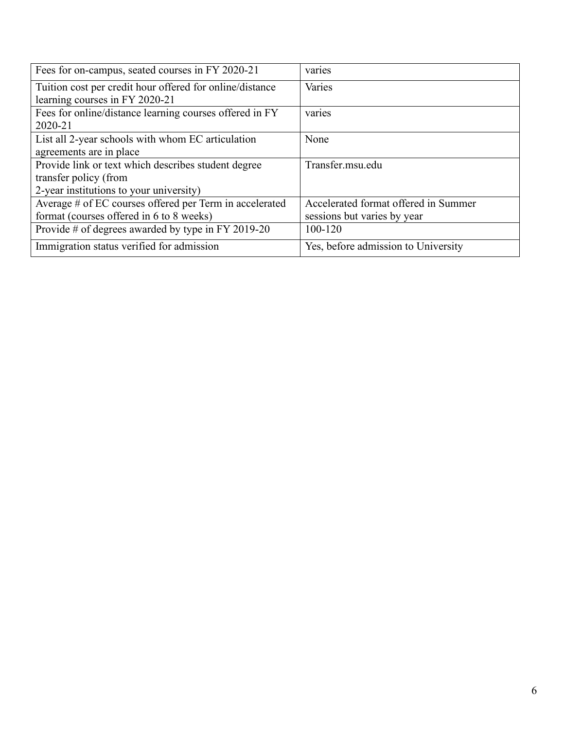| | |
|---|---|
| Fees for on-campus, seated courses in FY 2020-21 | varies |
| Tuition cost per credit hour offered for online/distance learning courses in FY 2020-21 | Varies |
| Fees for online/distance learning courses offered in FY 2020-21 | varies |
| List all 2-year schools with whom EC articulation agreements are in place | None |
| Provide link or text which describes student degree transfer policy (from 2-year institutions to your university) | Transfer.msu.edu |
| Average # of EC courses offered per Term in accelerated format (courses offered in 6 to 8 weeks) | Accelerated format offered in Summer sessions but varies by year |
| Provide # of degrees awarded by type in FY 2019-20 | 100-120 |
| Immigration status verified for admission | Yes, before admission to University |